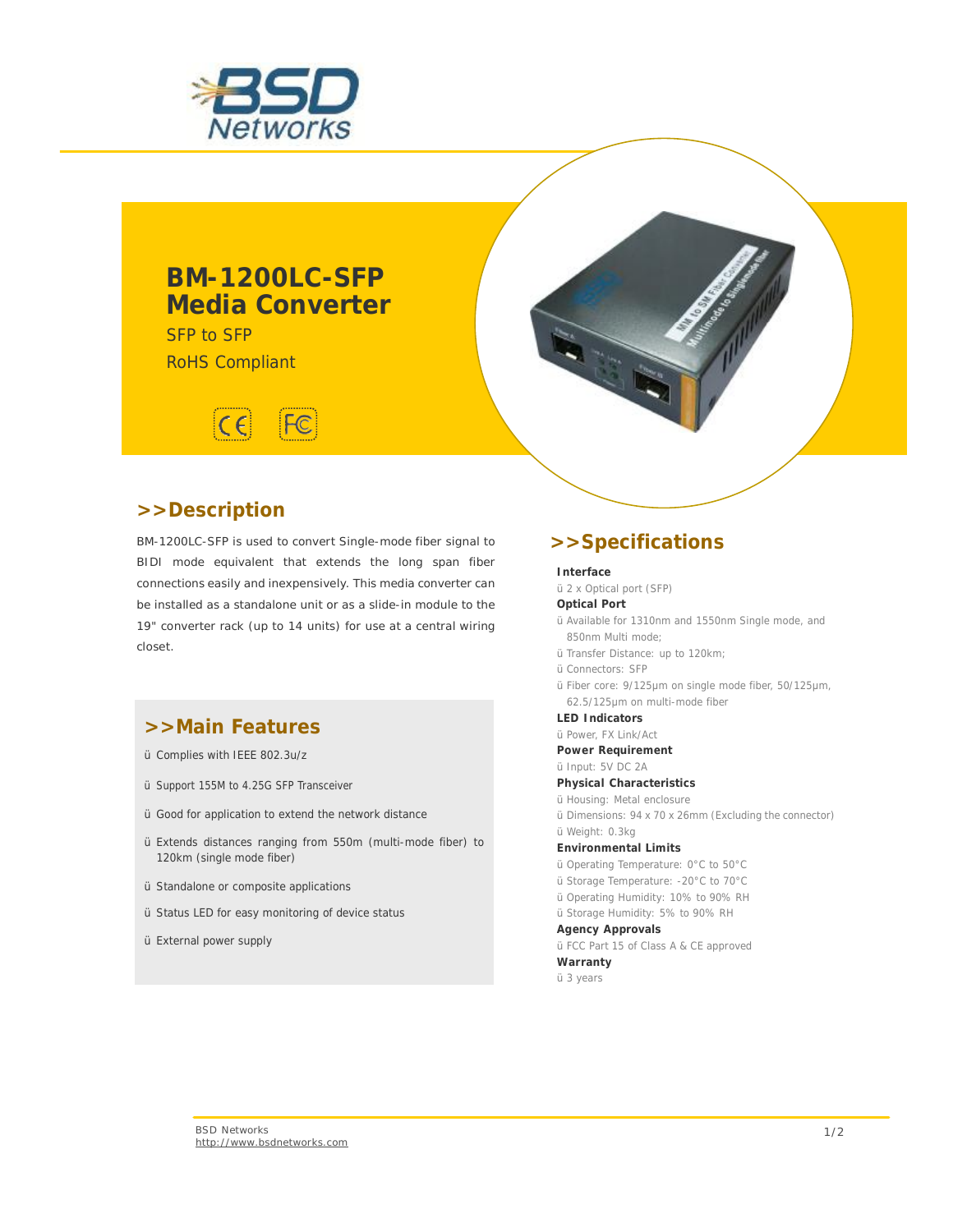# BM-1200LC-SFP Media Converter

SFP to SFP

RoHS Compliant

## >>Description

BM-1200LC-SFP is used to convert Single-mode fiber signal to BIDI mode equivalent that extends the long span fiber connections easily and inexpensively. This media converter can be installed as a standalone unit or as a slide-in module to the 19" converter rack (up to 14 units) for use at a central wiring closet.

## >>Main Features

- Complies with IEEE 802.3u/z
- Support 155M to 4.25G SFP Transceiver
- Good for application to extend the network distance
- Extends distances ranging from 550m (multi-mode fiber) to 120km (single mode fiber)
- Standalone or composite applications
- Status LED for easy monitoring of device status
- External power supply

## >>Specifications

**Interface**
- 2 x Optical port (SFP)

**Optical Port**
- Available for 1310nm and 1550nm Single mode, and 850nm Multi mode;
- Transfer Distance: up to 120km;
- Connectors: SFP
- Fiber core: 9/125μm on single mode fiber, 50/125μm, 62.5/125μm on multi-mode fiber

**LED Indicators**
- Power, FX Link/Act

**Power Requirement**
- Input: 5V DC 2A

**Physical Characteristics**
- Housing: Metal enclosure
- Dimensions: 94 x 70 x 26mm (Excluding the connector)
- Weight: 0.3kg

**Environmental Limits**
- Operating Temperature: 0°C to 50°C
- Storage Temperature: -20°C to 70°C
- Operating Humidity: 10% to 90% RH
- Storage Humidity: 5% to 90% RH

**Agency Approvals**
- FCC Part 15 of Class A & CE approved

**Warranty**
- 3 years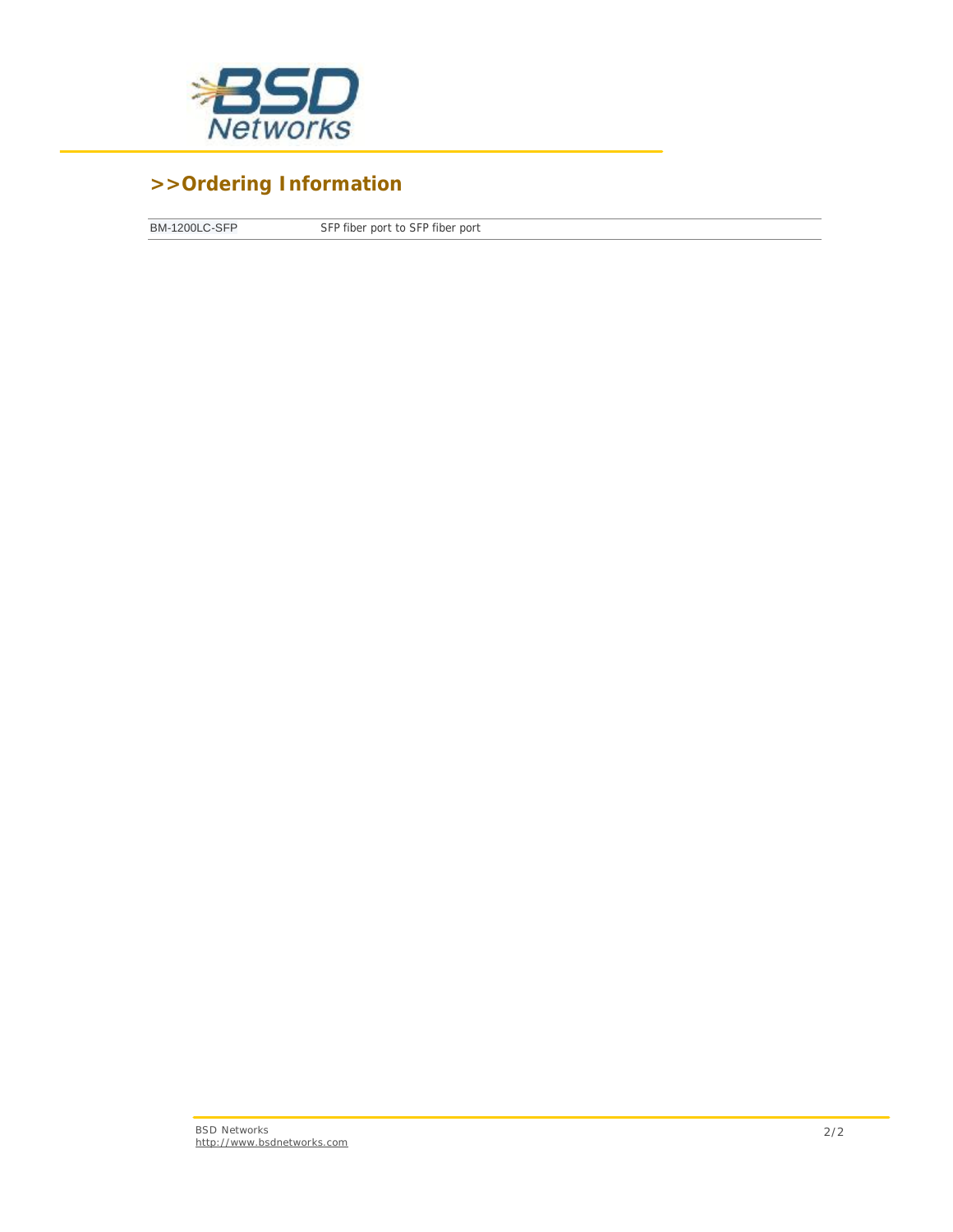## >>Ordering Information

| | |
|---|---|
| BM-1200LC-SFP | SFP fiber port to SFP fiber port |